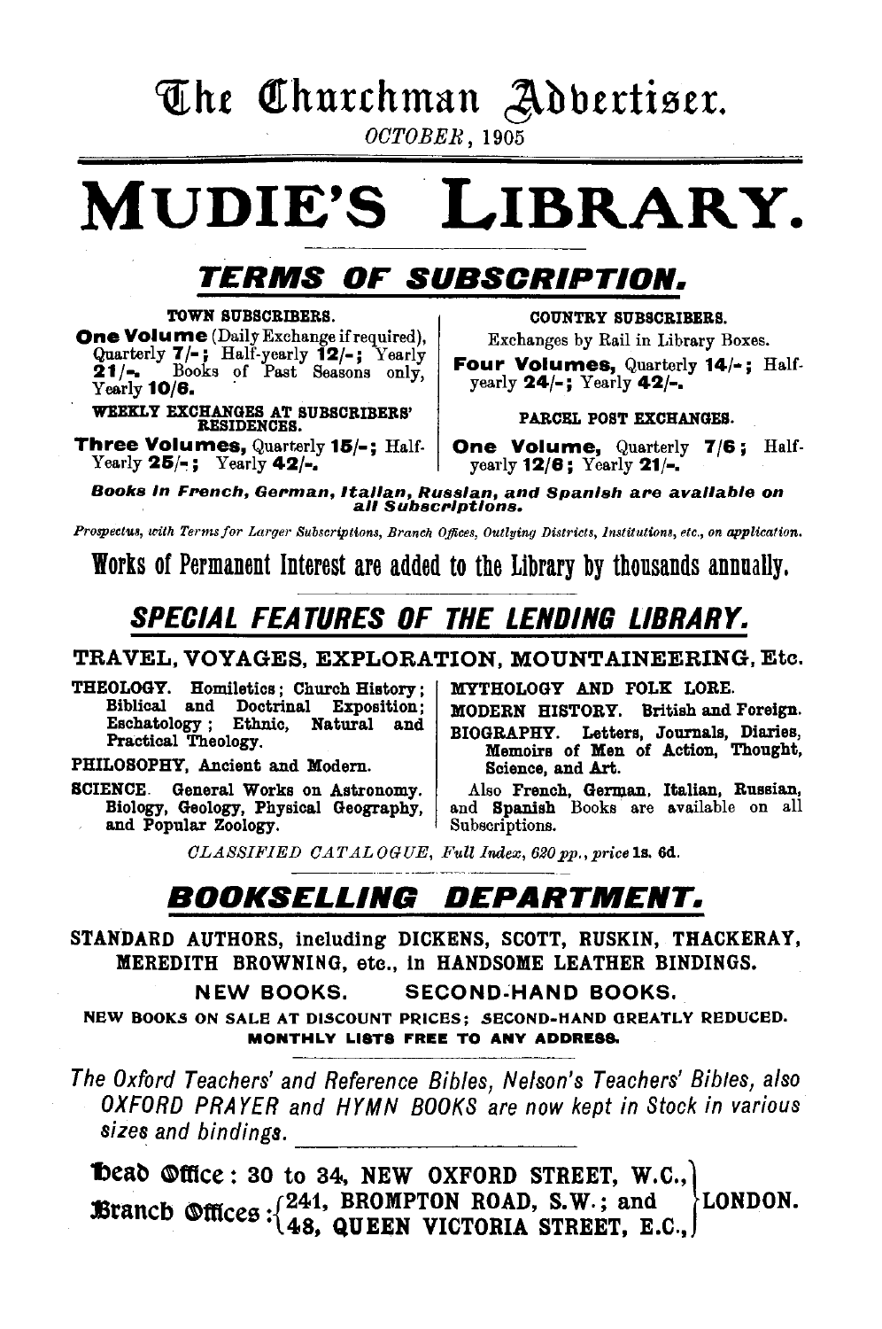# The Churchman Advertiser.

*OCTOBER*, 1905

# MUDIE'S LIBRARY.

## *TERMS OF SUBSCRIPTION.*

TOWN SUBSCRIBERS.

**One Volume** (Daily Exchange if required), Quarterly **7/-**; Half-yearly **12/-**; Yearly **21/-**. Books of Past Seasons only, Yearly **10/6.**

WEEKLY EXCHANGES AT SUBSCRIBERS' RESIDENCES.

**Three Volumes,** Quarterly **15/-**; Half-Yearly **25/-**; Yearly **42/-.**

COUNTRY SUBSCRIBERS.

Exchanges by Rail in Library Boxes.

**Four Volumes,** Quarterly **14/-**; Half-yearly **24/-**; Yearly **42/-.**

PARCEL POST EXCHANGES.

**One Volume,** Quarterly **7/6**; Half-yearly **12/6**; Yearly **21/-.**

***Books in French, German, Italian, Russian, and Spanish are available on all Subscriptions.***

*Prospectus, with Terms for Larger Subscriptions, Branch Offices, Outlying Districts, Institutions, etc., on application.*

**Works of Permanent Interest are added to the Library by thousands annually.**

## *SPECIAL FEATURES OF THE LENDING LIBRARY.*

TRAVEL, VOYAGES, EXPLORATION, MOUNTAINEERING, Etc.

THEOLOGY. Homiletics; Church History; Biblical and Doctrinal Exposition; Eschatology; Ethnic, Natural and Practical Theology.

PHILOSOPHY, Ancient and Modern.

SCIENCE. General Works on Astronomy. Biology, Geology, Physical Geography, and Popular Zoology.

MYTHOLOGY AND FOLK LORE.

MODERN HISTORY. British and Foreign.

BIOGRAPHY. Letters, Journals, Diaries, Memoirs of Men of Action, Thought, Science, and Art.

Also **French, German, Italian, Russian,** and **Spanish** Books are available on all Subscriptions.

*CLASSIFIED CATALOGUE, Full Index, 620 pp., price* **1s. 6d.**

## *BOOKSELLING DEPARTMENT.*

STANDARD AUTHORS, including DICKENS, SCOTT, RUSKIN, THACKERAY, MEREDITH BROWNING, etc., in HANDSOME LEATHER BINDINGS.

NEW BOOKS. SECOND-HAND BOOKS.

NEW BOOKS ON SALE AT DISCOUNT PRICES; SECOND-HAND GREATLY REDUCED.

MONTHLY LISTS FREE TO ANY ADDRESS.

*The Oxford Teachers' and Reference Bibles, Nelson's Teachers' Bibles, also OXFORD PRAYER and HYMN BOOKS are now kept in Stock in various sizes and bindings.*

**Head Office: 30 to 34, NEW OXFORD STREET, W.C.,**
**Branch Offices: 241, BROMPTON ROAD, S.W.; and 48, QUEEN VICTORIA STREET, E.C.,** **LONDON.**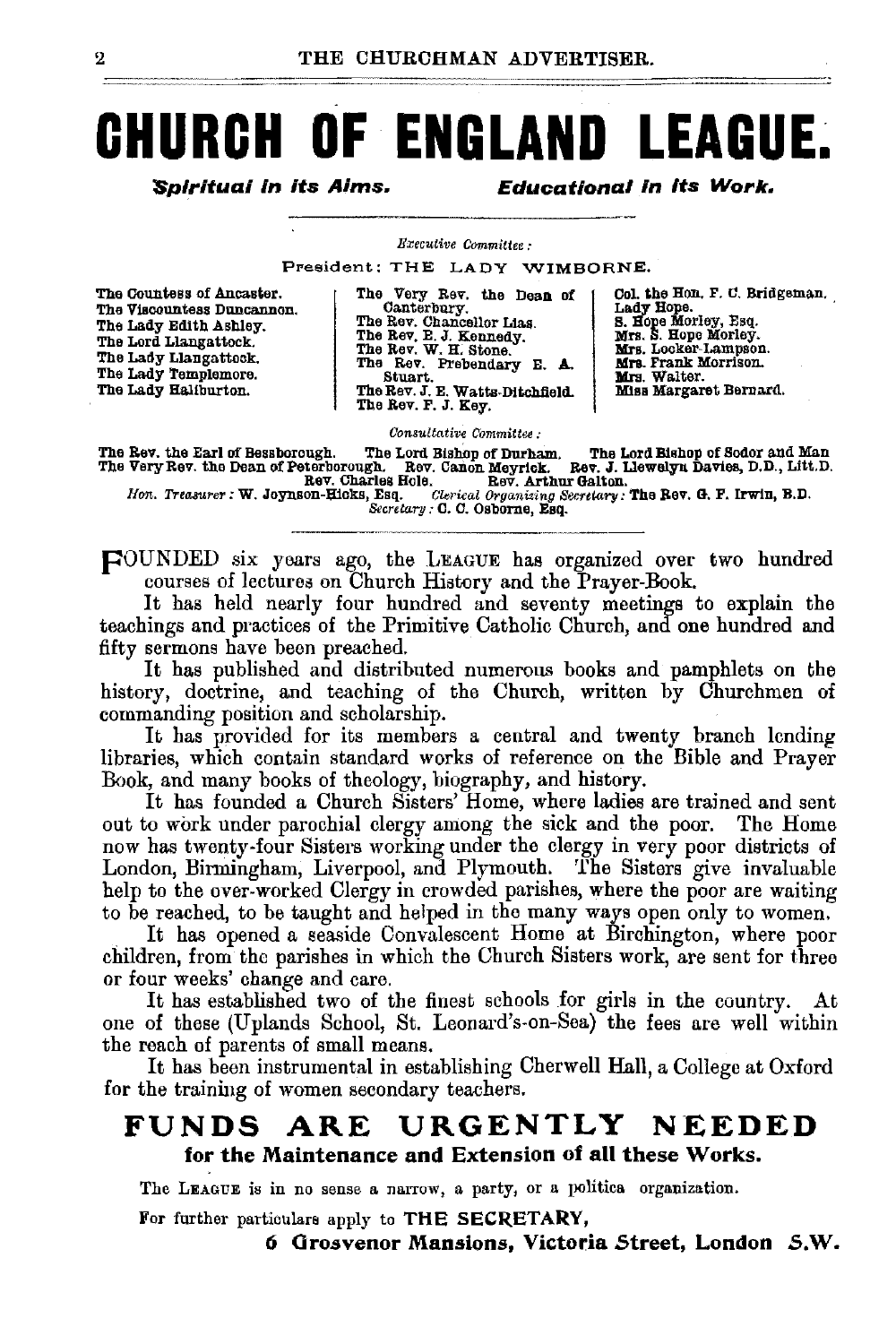# CHURCH OF ENGLAND LEAGUE.

***Spiritual in its Aims.*** ***Educational in its Work.***

*Executive Committee:*

President: THE LADY WIMBORNE.

The Countess of Ancaster.
The Viscountess Duncannon.
The Lady Edith Ashley.
The Lord Llangattock.
The Lady Llangattock.
The Lady Templemore.
The Lady Haliburton.

The Very Rev. the Dean of Canterbury.
The Rev. Chancellor Lias.
The Rev. E. J. Kennedy.
The Rev. W. H. Stone.
The Rev. Prebendary E. A. Stuart.
The Rev. J. E. Watts-Ditchfield.
The Rev. F. J. Key.

Col. the Hon. F. C. Bridgeman.
Lady Hope.
S. Hope Morley, Esq.
Mrs. S. Hope Morley.
Mrs. Locker-Lampson.
Mrs. Frank Morrison.
Mrs. Walter.
Miss Margaret Bernard.

*Consultative Committee:*

The Rev. the Earl of Bessborough. The Lord Bishop of Durham. The Lord Bishop of Sodor and Man
The Very Rev. the Dean of Peterborough. Rev. Canon Meyrick. Rev. J. Llewelyn Davies, D.D., Litt.D.
Rev. Charles Hole. Rev. Arthur Galton.

*Hon. Treasurer:* W. Joynson-Hicks, Esq. *Clerical Organizing Secretary:* The Rev. G. F. Irwin, B.D.
*Secretary:* C. C. Osborne, Esq.

FOUNDED six years ago, the LEAGUE has organized over two hundred courses of lectures on Church History and the Prayer-Book.

It has held nearly four hundred and seventy meetings to explain the teachings and practices of the Primitive Catholic Church, and one hundred and fifty sermons have been preached.

It has published and distributed numerous books and pamphlets on the history, doctrine, and teaching of the Church, written by Churchmen of commanding position and scholarship.

It has provided for its members a central and twenty branch lending libraries, which contain standard works of reference on the Bible and Prayer Book, and many books of theology, biography, and history.

It has founded a Church Sisters' Home, where ladies are trained and sent out to work under parochial clergy among the sick and the poor. The Home now has twenty-four Sisters working under the clergy in very poor districts of London, Birmingham, Liverpool, and Plymouth. The Sisters give invaluable help to the over-worked Clergy in crowded parishes, where the poor are waiting to be reached, to be taught and helped in the many ways open only to women.

It has opened a seaside Convalescent Home at Birchington, where poor children, from the parishes in which the Church Sisters work, are sent for three or four weeks' change and care.

It has established two of the finest schools for girls in the country. At one of these (Uplands School, St. Leonard's-on-Sea) the fees are well within the reach of parents of small means.

It has been instrumental in establishing Cherwell Hall, a College at Oxford for the training of women secondary teachers.

## FUNDS ARE URGENTLY NEEDED

**for the Maintenance and Extension of all these Works.**

The LEAGUE is in no sense a narrow, a party, or a politica organization.

For further particulars apply to **THE SECRETARY,**

**6 Grosvenor Mansions, Victoria Street, London S.W.**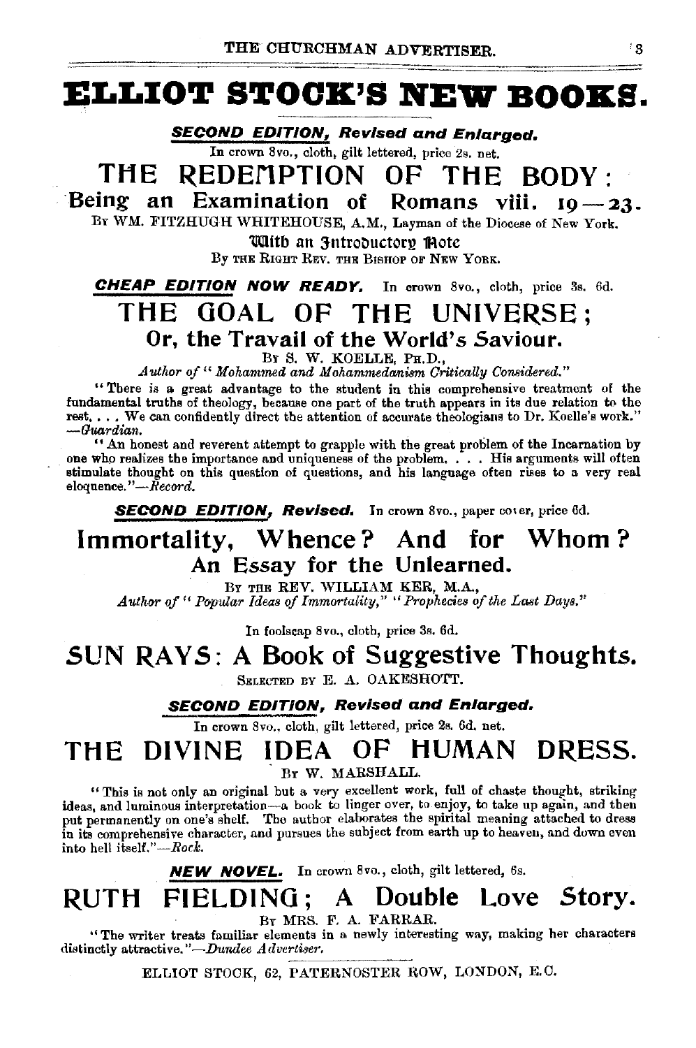# ELLIOT STOCK'S NEW BOOKS.

***SECOND EDITION, Revised and Enlarged.***

In crown 8vo., cloth, gilt lettered, price 2s. net.

## THE REDEMPTION OF THE BODY:

### Being an Examination of Romans viii. 19—23.

BY WM. FITZHUGH WHITEHOUSE, A.M., Layman of the Diocese of New York.

With an Introductory Note

By THE RIGHT REV. THE BISHOP OF NEW YORK.

---

***CHEAP EDITION NOW READY.*** In crown 8vo., cloth, price 3s. 6d.

## THE GOAL OF THE UNIVERSE;

### Or, the Travail of the World's Saviour.

BY S. W. KOELLE, PH.D.,

*Author of "Mohammed and Mohammedanism Critically Considered."*

"There is a great advantage to the student in this comprehensive treatment of the fundamental truths of theology, because one part of the truth appears in its due relation to the rest. . . . We can confidently direct the attention of accurate theologians to Dr. Koelle's work."—*Guardian.*

"An honest and reverent attempt to grapple with the great problem of the Incarnation by one who realizes the importance and uniqueness of the problem. . . . His arguments will often stimulate thought on this question of questions, and his language often rises to a very real eloquence."—*Record.*

---

***SECOND EDITION, Revised.*** In crown 8vo., paper cover, price 6d.

## Immortality, Whence? And for Whom?

### An Essay for the Unlearned.

BY THE REV. WILLIAM KER, M.A.,

*Author of "Popular Ideas of Immortality," "Prophecies of the Last Days."*

---

In foolscap 8vo., cloth, price 3s. 6d.

## SUN RAYS: A Book of Suggestive Thoughts.

SELECTED BY E. A. OAKESHOTT.

---

***SECOND EDITION, Revised and Enlarged.***

In crown 8vo., cloth, gilt lettered, price 2s. 6d. net.

## THE DIVINE IDEA OF HUMAN DRESS.

BY W. MARSHALL.

"This is not only an original but a very excellent work, full of chaste thought, striking ideas, and luminous interpretation—a book to linger over, to enjoy, to take up again, and then put permanently on one's shelf. The author elaborates the spiritual meaning attached to dress in its comprehensive character, and pursues the subject from earth up to heaven, and down even into hell itself."—*Rock.*

---

***NEW NOVEL.*** In crown 8vo., cloth, gilt lettered, 6s.

## RUTH FIELDING; A Double Love Story.

BY MRS. F. A. FARRAR.

"The writer treats familiar elements in a newly interesting way, making her characters distinctly attractive."—*Dundee Advertiser.*

---

ELLIOT STOCK, 62, PATERNOSTER ROW, LONDON, E.C.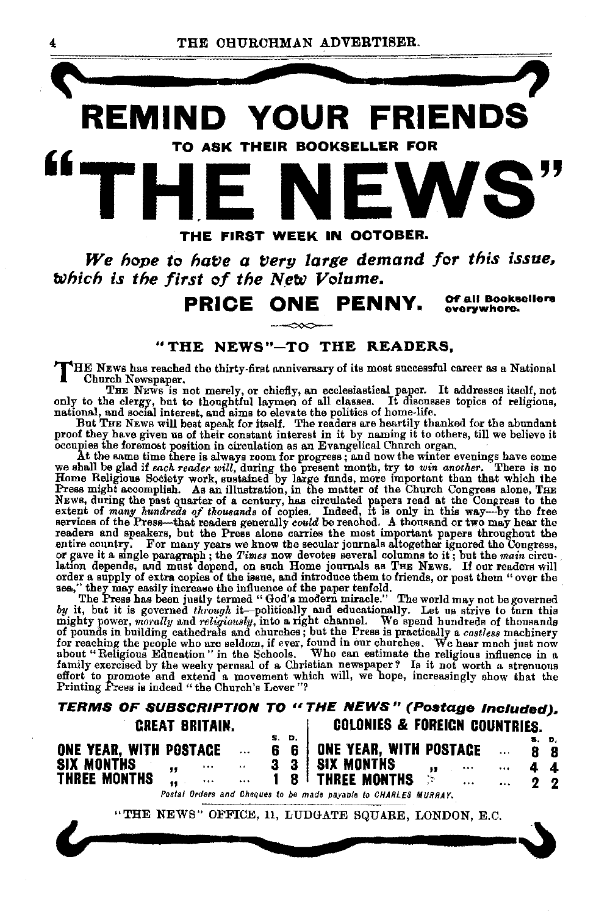# REMIND YOUR FRIENDS

**TO ASK THEIR BOOKSELLER FOR**

# "THE NEWS"

**THE FIRST WEEK IN OCTOBER.**

***We hope to have a very large demand for this issue, which is the first of the New Volume.***

**PRICE ONE PENNY.** Of all Booksellers everywhere.

## "THE NEWS"—TO THE READERS.

THE NEWS has reached the thirty-first anniversary of its most successful career as a National Church Newspaper.

THE NEWS is not merely, or chiefly, an ecclesiastical paper. It addresses itself, not only to the clergy, but to thoughtful laymen of all classes. It discusses topics of religious, national, and social interest, and aims to elevate the politics of home-life.

But THE NEWS will best speak for itself. The readers are heartily thanked for the abundant proof they have given us of their constant interest in it by naming it to others, till we believe it occupies the foremost position in circulation as an Evangelical Church organ.

At the same time there is always room for progress; and now the winter evenings have come we shall be glad if *each reader will*, during the present month, try to *win another*. There is no Home Religious Society work, sustained by large funds, more important than that which the Press might accomplish. As an illustration, in the matter of the Church Congress alone, THE NEWS, during the past quarter of a century, has circulated papers read at the Congress to the extent of *many hundreds of thousands* of copies. Indeed, it is only in this way—by the free services of the Press—that readers generally *could* be reached. A thousand or two may hear the readers and speakers, but the Press alone carries the most important papers throughout the entire country. For many years we know the secular journals altogether ignored the Congress, or gave it a single paragraph; the *Times* now devotes several columns to it; but the *main* circulation depends, and must depend, on such Home journals as THE NEWS. If our readers will order a supply of extra copies of the issue, and introduce them to friends, or post them "over the sea," they may easily increase the influence of the paper tenfold.

The Press has been justly termed "God's modern miracle." The world may not be governed *by* it, but it is governed *through* it—politically and educationally. Let us strive to turn this mighty power, *morally* and *religiously*, into a right channel. We spend hundreds of thousands of pounds in building cathedrals and churches; but the Press is practically a *costless* machinery for reaching the people who are seldom, if ever, found in our churches. We hear much just now about "Religious Education" in the Schools. Who can estimate the religious influence in a family exercised by the weekly perusal of a Christian newspaper? Is it not worth a strenuous effort to promote and extend a movement which will, we hope, increasingly show that the Printing Press is indeed "the Church's Lever"?

***TERMS OF SUBSCRIPTION TO "THE NEWS" (Postage Included).***

| GREAT BRITAIN. | s. d. | COLONIES & FOREIGN COUNTRIES. | s. d. |
|---|---|---|---|
| **ONE YEAR, WITH POSTAGE** | **6 6** | **ONE YEAR, WITH POSTAGE** | **8 8** |
| **SIX MONTHS ,,** | **3 3** | **SIX MONTHS ,,** | **4 4** |
| **THREE MONTHS ,,** | **1 8** | **THREE MONTHS ,,** | **2 2** |

*Postal Orders and Cheques to be made payable to CHARLES MURRAY.*

"THE NEWS" OFFICE, 11, LUDGATE SQUARE, LONDON, E.C.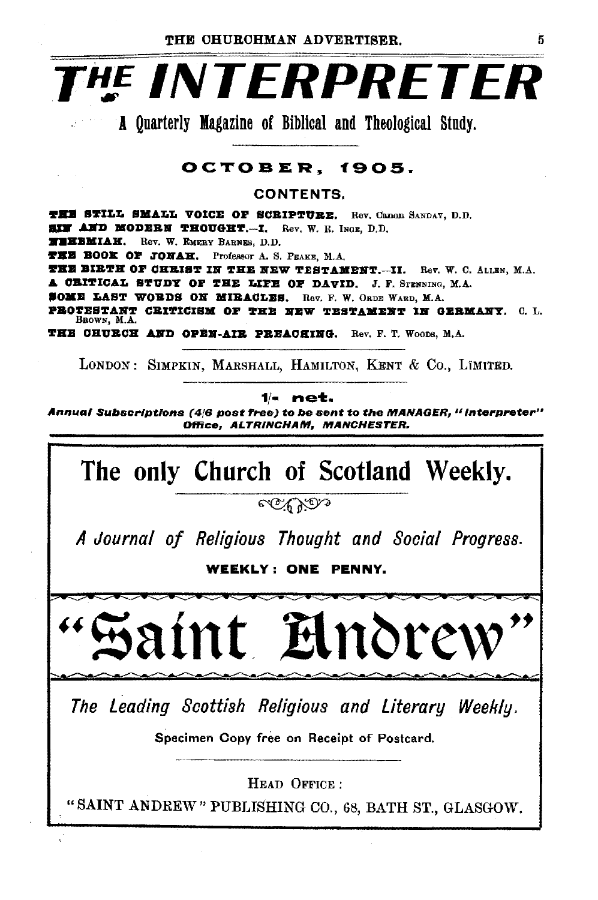# THE INTERPRETER

**A Quarterly Magazine of Biblical and Theological Study.**

## OCTOBER, 1905.

### CONTENTS.

**THE STILL SMALL VOICE OF SCRIPTURE.** Rev. Canon SANDAY, D.D.
**SIN AND MODERN THOUGHT.—I.** Rev. W. R. INGE, D.D.
**NEHEMIAH.** Rev. W. EMERY BARNES, D.D.
**THE BOOK OF JONAH.** Professor A. S. PEAKE, M.A.
**THE BIRTH OF CHRIST IN THE NEW TESTAMENT.—II.** Rev. W. C. ALLEN, M.A.
**A CRITICAL STUDY OF THE LIFE OF DAVID.** J. F. STENNING, M.A.
**SOME LAST WORDS ON MIRACLES.** Rev. F. W. ORDE WARD, M.A.
**PROTESTANT CRITICISM OF THE NEW TESTAMENT IN GERMANY.** C. L. BROWN, M.A.
**THE CHURCH AND OPEN-AIR PREACHING.** Rev. F. T. WOODS, M.A.

LONDON: SIMPKIN, MARSHALL, HAMILTON, KENT & Co., LIMITED.

**1/- net.**

***Annual Subscriptions (4/6 post free) to be sent to the MANAGER, "Interpreter" Office, ALTRINCHAM, MANCHESTER.***

---

# The only Church of Scotland Weekly.

*A Journal of Religious Thought and Social Progress.*

**WEEKLY: ONE PENNY.**

# "Saint Andrew"

*The Leading Scottish Religious and Literary Weekly.*

Specimen Copy free on Receipt of Postcard.

HEAD OFFICE:

"SAINT ANDREW" PUBLISHING CO., 68, BATH ST., GLASGOW.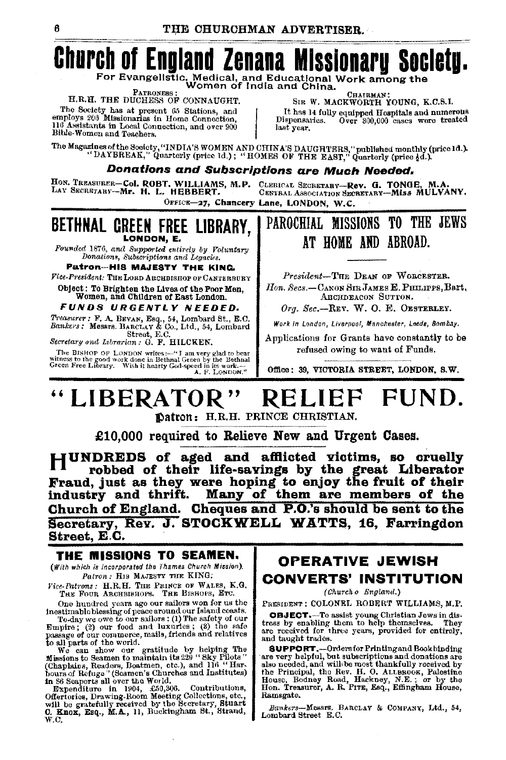# Church of England Zenana Missionary Society.

**For Evangelistic, Medical, and Educational Work among the Women of India and China.**

PATRONESS:
H.R.H. THE DUCHESS OF CONNAUGHT.

The Society has at present 65 Stations, and employs 206 Missionaries in Home Connection, 116 Assistants in Local Connection, and over 900 Bible-Women and Teachers.

CHAIRMAN:
SIR W. MACKWORTH YOUNG, K.C.S.I.

It has 14 fully equipped Hospitals and numerous Dispensaries. Over 300,000 cases were treated last year.

The Magazines of the Society, "INDIA'S WOMEN AND CHINA'S DAUGHTERS," published monthly (price 1d.). "DAYBREAK," Quarterly (price 1d.); "HOMES OF THE EAST," Quarterly (price ½d.).

***Donations and Subscriptions are Much Needed.***

HON. TREASURER—**Col. ROBT. WILLIAMS, M.P.** CLERICAL SECRETARY—**Rev. G. TONGE, M.A.**
LAY SECRETARY—**Mr. H. L. HEBBERT.** CENTRAL ASSOCIATION SECRETARY—**Miss MULVANY.**

OFFICE—**27, Chancery Lane, LONDON, W.C.**

---

## BETHNAL GREEN FREE LIBRARY, LONDON, E.

*Founded 1876, and Supported entirely by Voluntary Donations, Subscriptions and Legacies.*

**Patron—HIS MAJESTY THE KING.**

*Vice-President:* THE LORD ARCHBISHOP OF CANTERBURY

**Object: To Brighten the Lives of the Poor Men, Women, and Children of East London.**

***FUNDS URGENTLY NEEDED.***

*Treasurer:* F. A. BEVAN, Esq., 54, Lombard St., E.C.
*Bankers:* Messrs. BARCLAY & Co., Ltd., 54, Lombard Street, E.C.
*Secretary and Librarian:* G. F. HILCKEN.

The BISHOP OF LONDON writes:—"I am very glad to bear witness to the good work done in Bethnal Green by the Bethnal Green Free Library. Wish it hearty God-speed in its work.—A. F. LONDON."

---

## PAROCHIAL MISSIONS TO THE JEWS AT HOME AND ABROAD.

*President*—THE DEAN OF WORCESTER.

*Hon. Secs.*—CANON SIR JAMES E. PHILIPPS, Bart., ARCHDEACON SUTTON.

*Org. Sec.*—REV. W. O. E. OESTERLEY.

*Work in London, Liverpool, Manchester, Leeds, Bombay.*

Applications for Grants have constantly to be refused owing to want of Funds.

Office: 39, VICTORIA STREET, LONDON, S.W.

---

# "LIBERATOR" RELIEF FUND.

**Patron:** H.R.H. PRINCE CHRISTIAN.

**£10,000 required to Relieve New and Urgent Cases.**

**HUNDREDS of aged and afflicted victims, so cruelly robbed of their life-savings by the great Liberator Fraud, just as they were hoping to enjoy the fruit of their industry and thrift. Many of them are members of the Church of England. Cheques and P.O.'s should be sent to the Secretary, Rev. J. STOCKWELL WATTS, 16, Farringdon Street, E.C.**

---

## THE MISSIONS TO SEAMEN.

*(With which is incorporated the Thames Church Mission).*

*Patron:* HIS MAJESTY THE KING.

*Vice-Patrons:* H.R.H. THE PRINCE OF WALES, K.G. THE FOUR ARCHBISHOPS. THE BISHOPS, ETC.

One hundred years ago our sailors won for us the inestimable blessing of peace around our Island coasts.

To-day we owe to our sailors: (1) The safety of our Empire; (2) our food and luxuries; (3) the safe passage of our commerce, mails, friends and relatives to all parts of the world.

We can show our gratitude by helping The Missions to Seamen to maintain its 229 "Sky Pilots" (Chaplains, Readers, Boatmen, etc.), and 116 "Harbours of Refuge" (Seamen's Churches and Institutes) in 86 Seaports all over the World.

Expenditure in 1904, £50,306. Contributions, Offertories, Drawing-Room Meeting Collections, etc., will be gratefully received by the Secretary, **Stuart C. Knox, Esq., M.A.**, 11, Buckingham St., Strand, W.C.

---

## OPERATIVE JEWISH CONVERTS' INSTITUTION

*(Church o England.)*

PRESIDENT: COLONEL ROBERT WILLIAMS, M.P.

**OBJECT.**—To assist young Christian Jews in distress by enabling them to help themselves. They are received for three years, provided for entirely, and taught trades.

**SUPPORT.**—Orders for Printing and Bookbinding are very helpful, but subscriptions and donations are also needed, and will be most thankfully received by the Principal, the Rev. H. O. ALLBROOK, Palestine House, Bodney Road, Hackney, N.E.; or by the Hon. Treasurer, A. R. PITE, Esq., Effingham House, Ramsgate.

*Bankers*—Messrs. BARCLAY & COMPANY, Ltd., 54, Lombard Street E.C.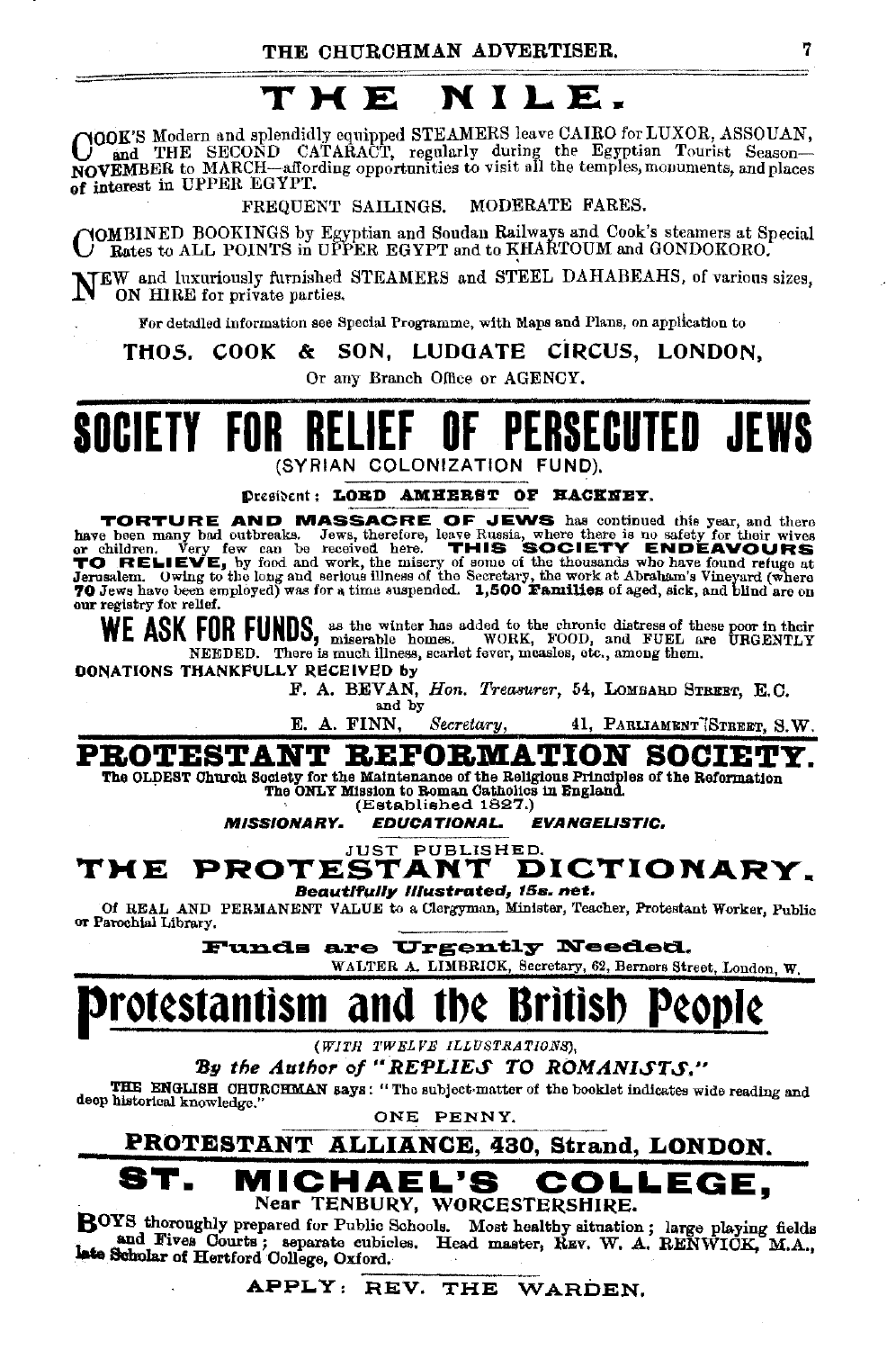# THE NILE.

COOK'S Modern and splendidly equipped STEAMERS leave CAIRO for LUXOR, ASSOUAN, and THE SECOND CATARACT, regularly during the Egyptian Tourist Season—NOVEMBER to MARCH—affording opportunities to visit all the temples, monuments, and places of interest in UPPER EGYPT.

FREQUENT SAILINGS. MODERATE FARES.

COMBINED BOOKINGS by Egyptian and Soudan Railways and Cook's steamers at Special Rates to ALL POINTS in UPPER EGYPT and to KHARTOUM and GONDOKORO.

NEW and luxuriously furnished STEAMERS and STEEL DAHABEAHS, of various sizes, ON HIRE for private parties.

For detailed information see Special Programme, with Maps and Plans, on application to

**THOS. COOK & SON, LUDGATE CIRCUS, LONDON,**

Or any Branch Office or AGENCY.

---

# SOCIETY FOR RELIEF OF PERSECUTED JEWS

(SYRIAN COLONIZATION FUND).

President: **LORD AMHERST OF HACKNEY.**

**TORTURE AND MASSACRE OF JEWS** has continued this year, and there have been many bad outbreaks. Jews, therefore, leave Russia, where there is no safety for their wives or children. Very few can be received here. **THIS SOCIETY ENDEAVOURS TO RELIEVE,** by food and work, the misery of some of the thousands who have found refuge at Jerusalem. Owing to the long and serious illness of the Secretary, the work at Abraham's Vineyard (where **70** Jews have been employed) was for a time suspended. **1,500 Families** of aged, sick, and blind are on our registry for relief.

**WE ASK FOR FUNDS,** as the winter has added to the chronic distress of these poor in their miserable homes. WORK, FOOD, and FUEL are URGENTLY NEEDED. There is much illness, scarlet fever, measles, etc., among them.

DONATIONS THANKFULLY RECEIVED by

F. A. BEVAN, *Hon. Treasurer*, 54, LOMBARD STREET, E.C.
and by
E. A. FINN, *Secretary*, 41, PARLIAMENT STREET, S.W.

---

# PROTESTANT REFORMATION SOCIETY.

**The OLDEST Church Society for the Maintenance of the Religious Principles of the Reformation**
**The ONLY Mission to Roman Catholics in England.**
(Established 1827.)

***MISSIONARY. EDUCATIONAL. EVANGELISTIC.***

JUST PUBLISHED.

## THE PROTESTANT DICTIONARY.

***Beautifully Illustrated, 15s. net.***

Of REAL AND PERMANENT VALUE to a Clergyman, Minister, Teacher, Protestant Worker, Public or Parochial Library.

**Funds are Urgently Needed.**

WALTER A. LIMBRICK, Secretary, 62, Berners Street, London, W.

---

# Protestantism and the British People

(*WITH TWELVE ILLUSTRATIONS*),

***By the Author of "REPLIES TO ROMANISTS."***

THE ENGLISH CHURCHMAN says: "The subject-matter of the booklet indicates wide reading and deep historical knowledge."

ONE PENNY.

**PROTESTANT ALLIANCE, 430, Strand, LONDON.**

---

# ST. MICHAEL'S COLLEGE,

**Near TENBURY, WORCESTERSHIRE.**

BOYS thoroughly prepared for Public Schools. Most healthy situation; large playing fields and Fives Courts; separate cubicles. Head master, REV. W. A. RENWICK, M.A., late Scholar of Hertford College, Oxford.

**APPLY: REV. THE WARDEN.**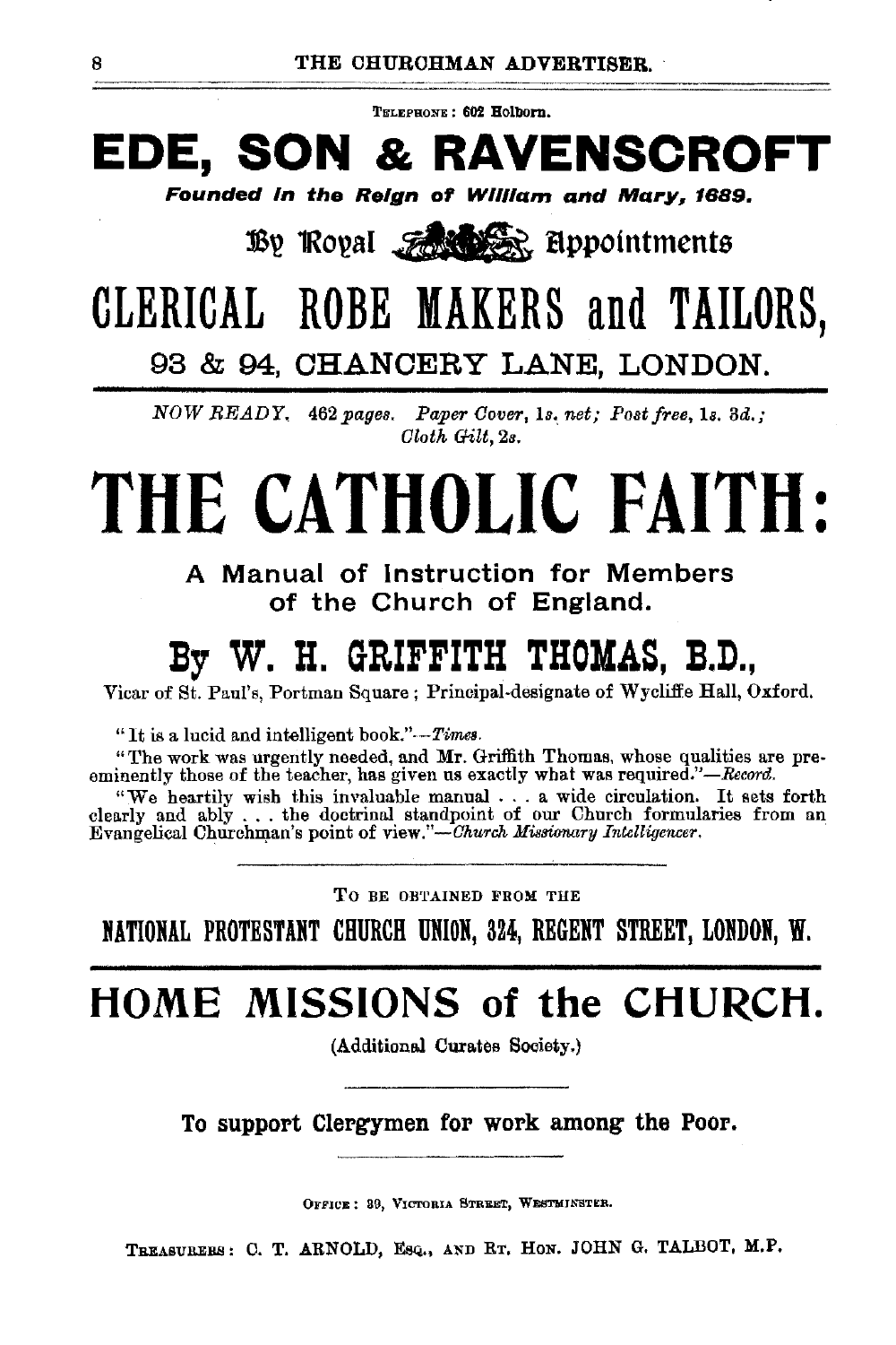TELEPHONE: 602 Holborn.

# EDE, SON & RAVENSCROFT

***Founded in the Reign of William and Mary, 1689.***

By Royal Appointments

## CLERICAL ROBE MAKERS and TAILORS,

### 93 & 94, CHANCERY LANE, LONDON.

*NOW READY.* *462 pages.* *Paper Cover,* 1s. *net; Post free,* 1s. 3d.; *Cloth Gilt,* 2s.

# THE CATHOLIC FAITH:

### A Manual of Instruction for Members of the Church of England.

## By W. H. GRIFFITH THOMAS, B.D.,

Vicar of St. Paul's, Portman Square; Principal-designate of Wycliffe Hall, Oxford.

"It is a lucid and intelligent book."—*Times.*

"The work was urgently needed, and Mr. Griffith Thomas, whose qualities are pre-eminently those of the teacher, has given us exactly what was required."—*Record.*

"We heartily wish this invaluable manual . . . a wide circulation. It sets forth clearly and ably . . . the doctrinal standpoint of our Church formularies from an Evangelical Churchman's point of view."—*Church Missionary Intelligencer.*

TO BE OBTAINED FROM THE

**NATIONAL PROTESTANT CHURCH UNION, 324, REGENT STREET, LONDON, W.**

# HOME MISSIONS of the CHURCH.

(Additional Curates Society.)

**To support Clergymen for work among the Poor.**

OFFICE: 39, VICTORIA STREET, WESTMINSTER.

TREASURERS: C. T. ARNOLD, ESQ., AND RT. HON. JOHN G. TALBOT, M.P.